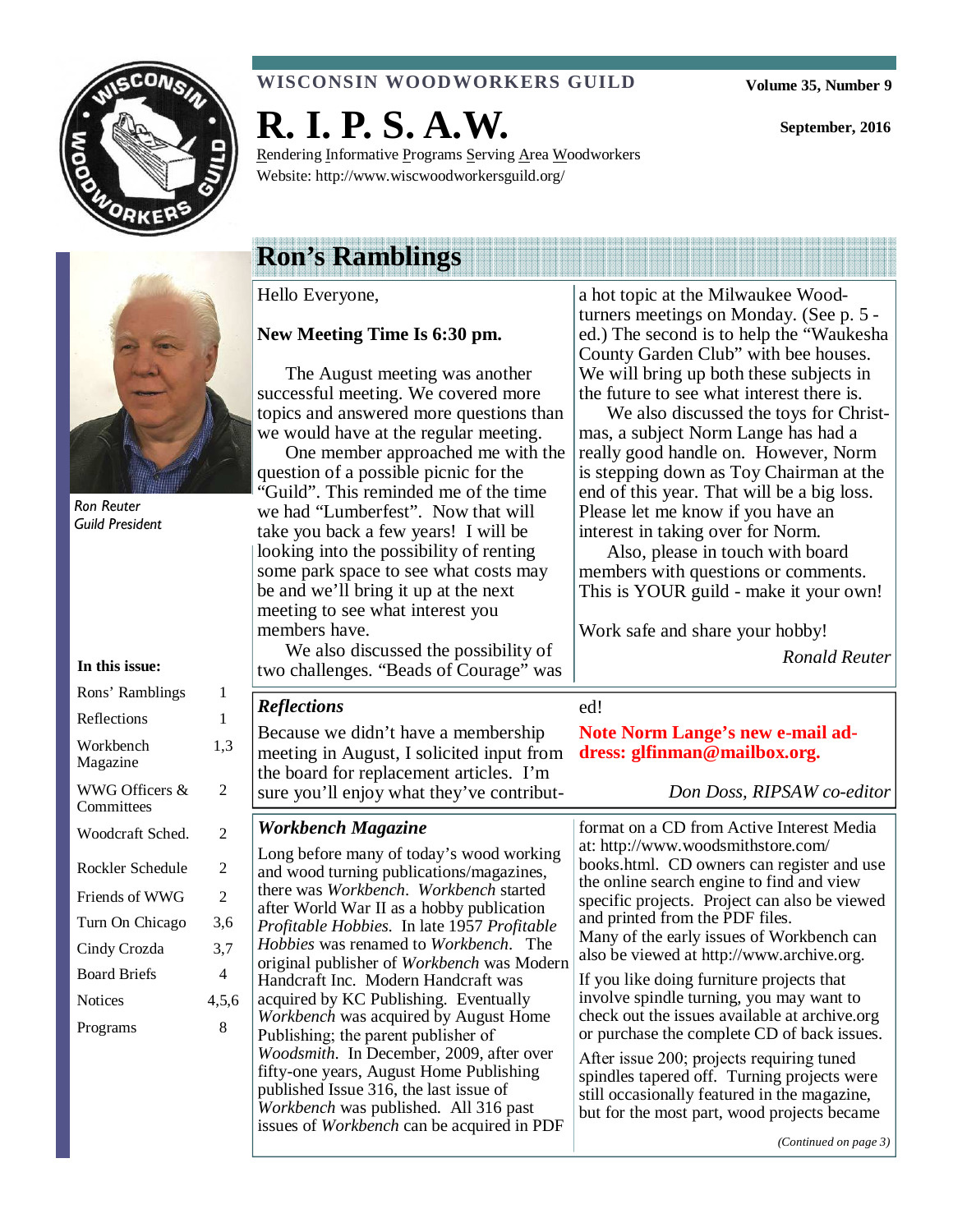WISCONSIN WOODWORKERS GUILD

Volume 35, Number 9

# R. I. P. S. A.W.

September, 2016

Rendering Informative Programs Serving Area Woodworkers

Website: http://www.wiscwoodworkersguild.org/

Ron Reuter
Guild President

**In this issue:**

| | |
|---|---|
| Rons' Ramblings | 1 |
| Reflections | 1 |
| Workbench Magazine | 1,3 |
| WWG Officers & Committees | 2 |
| Woodcraft Sched. | 2 |
| Rockler Schedule | 2 |
| Friends of WWG | 2 |
| Turn On Chicago | 3,6 |
| Cindy Crozda | 3,7 |
| Board Briefs | 4 |
| Notices | 4,5,6 |
| Programs | 8 |

## Ron's Ramblings

Hello Everyone,

**New Meeting Time Is 6:30 pm.**

The August meeting was another successful meeting. We covered more topics and answered more questions than we would have at the regular meeting.

One member approached me with the question of a possible picnic for the "Guild". This reminded me of the time we had "Lumberfest". Now that will take you back a few years! I will be looking into the possibility of renting some park space to see what costs may be and we'll bring it up at the next meeting to see what interest you members have.

We also discussed the possibility of two challenges. "Beads of Courage" was a hot topic at the Milwaukee Woodturners meetings on Monday. (See p. 5 - ed.) The second is to help the "Waukesha County Garden Club" with bee houses. We will bring up both these subjects in the future to see what interest there is.

We also discussed the toys for Christmas, a subject Norm Lange has had a really good handle on. However, Norm is stepping down as Toy Chairman at the end of this year. That will be a big loss. Please let me know if you have an interest in taking over for Norm.

Also, please in touch with board members with questions or comments. This is YOUR guild - make it your own!

Work safe and share your hobby!

*Ronald Reuter*

## *Reflections*

Because we didn't have a membership meeting in August, I solicited input from the board for replacement articles. I'm sure you'll enjoy what they've contributed!

**Note Norm Lange's new e-mail address: glfinman@mailbox.org.**

*Don Doss, RIPSAW co-editor*

## *Workbench Magazine*

Long before many of today's wood working and wood turning publications/magazines, there was *Workbench*. *Workbench* started after World War II as a hobby publication *Profitable Hobbies.* In late 1957 *Profitable Hobbies* was renamed to *Workbench*. The original publisher of *Workbench* was Modern Handcraft Inc. Modern Handcraft was acquired by KC Publishing. Eventually *Workbench* was acquired by August Home Publishing; the parent publisher of *Woodsmith*. In December, 2009, after over fifty-one years, August Home Publishing published Issue 316, the last issue of *Workbench* was published. All 316 past issues of *Workbench* can be acquired in PDF format on a CD from Active Interest Media at: http://www.woodsmithstore.com/books.html. CD owners can register and use the online search engine to find and view specific projects. Project can also be viewed and printed from the PDF files.

Many of the early issues of Workbench can also be viewed at http://www.archive.org.

If you like doing furniture projects that involve spindle turning, you may want to check out the issues available at archive.org or purchase the complete CD of back issues.

After issue 200; projects requiring tuned spindles tapered off. Turning projects were still occasionally featured in the magazine, but for the most part, wood projects became

*(Continued on page 3)*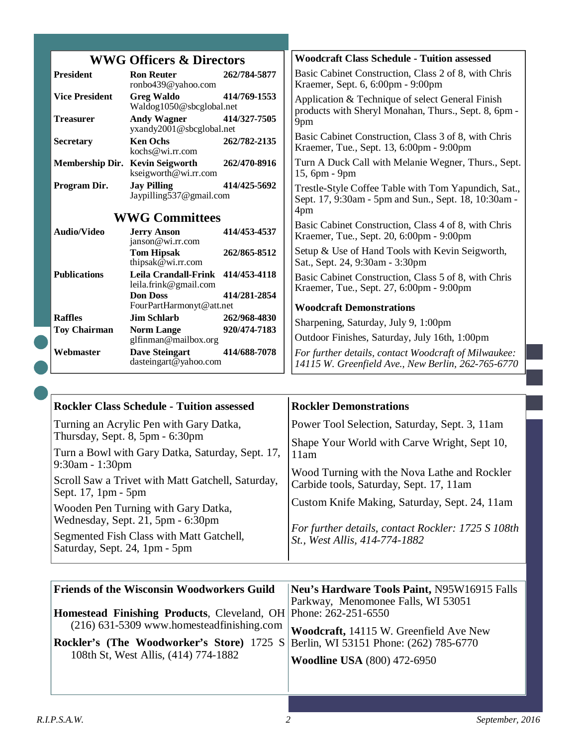## WWG Officers & Directors

| Position | Name / Email | Phone |
|---|---|---|
| **President** | **Ron Reuter** ronbo439@yahoo.com | **262/784-5877** |
| **Vice President** | **Greg Waldo** Waldog1050@sbcglobal.net | **414/769-1553** |
| **Treasurer** | **Andy Wagner** yxandy2001@sbcglobal.net | **414/327-7505** |
| **Secretary** | **Ken Ochs** kochs@wi.rr.com | **262/782-2135** |
| **Membership Dir.** | **Kevin Seigworth** kseigworth@wi.rr.com | **262/470-8916** |
| **Program Dir.** | **Jay Pilling** Jaypilling537@gmail.com | **414/425-5692** |

## WWG Committees

| Committee | Name / Email | Phone |
|---|---|---|
| **Audio/Video** | **Jerry Anson** janson@wi.rr.com | **414/453-4537** |
| | **Tom Hipsak** thipsak@wi.rr.com | **262/865-8512** |
| **Publications** | **Leila Crandall-Frink** leila.frink@gmail.com | **414/453-4118** |
| | **Don Doss** FourPartHarmonyt@att.net | **414/281-2854** |
| **Raffles** | **Jim Schlarb** | **262/968-4830** |
| **Toy Chairman** | **Norm Lange** glfinman@mailbox.org | **920/474-7183** |
| **Webmaster** | **Dave Steingart** dasteingart@yahoo.com | **414/688-7078** |

**Woodcraft Class Schedule - Tuition assessed**

Basic Cabinet Construction, Class 2 of 8, with Chris Kraemer, Sept. 6, 6:00pm - 9:00pm

Application & Technique of select General Finish products with Sheryl Monahan, Thurs., Sept. 8, 6pm - 9pm

Basic Cabinet Construction, Class 3 of 8, with Chris Kraemer, Tue., Sept. 13, 6:00pm - 9:00pm

Turn A Duck Call with Melanie Wegner, Thurs., Sept. 15, 6pm - 9pm

Trestle-Style Coffee Table with Tom Yapundich, Sat., Sept. 17, 9:30am - 5pm and Sun., Sept. 18, 10:30am - 4pm

Basic Cabinet Construction, Class 4 of 8, with Chris Kraemer, Tue., Sept. 20, 6:00pm - 9:00pm

Setup & Use of Hand Tools with Kevin Seigworth, Sat., Sept. 24, 9:30am - 3:30pm

Basic Cabinet Construction, Class 5 of 8, with Chris Kraemer, Tue., Sept. 27, 6:00pm - 9:00pm

**Woodcraft Demonstrations**

Sharpening, Saturday, July 9, 1:00pm

Outdoor Finishes, Saturday, July 16th, 1:00pm

*For further details, contact Woodcraft of Milwaukee: 14115 W. Greenfield Ave., New Berlin, 262-765-6770*

**Rockler Class Schedule - Tuition assessed**

Turning an Acrylic Pen with Gary Datka, Thursday, Sept. 8, 5pm - 6:30pm

Turn a Bowl with Gary Datka, Saturday, Sept. 17, 9:30am - 1:30pm

Scroll Saw a Trivet with Matt Gatchell, Saturday, Sept. 17, 1pm - 5pm

Wooden Pen Turning with Gary Datka, Wednesday, Sept. 21, 5pm - 6:30pm

Segmented Fish Class with Matt Gatchell, Saturday, Sept. 24, 1pm - 5pm

**Rockler Demonstrations**

Power Tool Selection, Saturday, Sept. 3, 11am

Shape Your World with Carve Wright, Sept 10, 11am

Wood Turning with the Nova Lathe and Rockler Carbide tools, Saturday, Sept. 17, 11am

Custom Knife Making, Saturday, Sept. 24, 11am

*For further details, contact Rockler: 1725 S 108th St., West Allis, 414-774-1882*

**Friends of the Wisconsin Woodworkers Guild**

**Homestead Finishing Products**, Cleveland, OH (216) 631-5309 www.homesteadfinishing.com

**Rockler's (The Woodworker's Store)** 1725 S 108th St, West Allis, (414) 774-1882

**Neu's Hardware Tools Paint,** N95W16915 Falls Parkway, Menomonee Falls, WI 53051 Phone: 262-251-6550

**Woodcraft,** 14115 W. Greenfield Ave New Berlin, WI 53151 Phone: (262) 785-6770

**Woodline USA** (800) 472-6950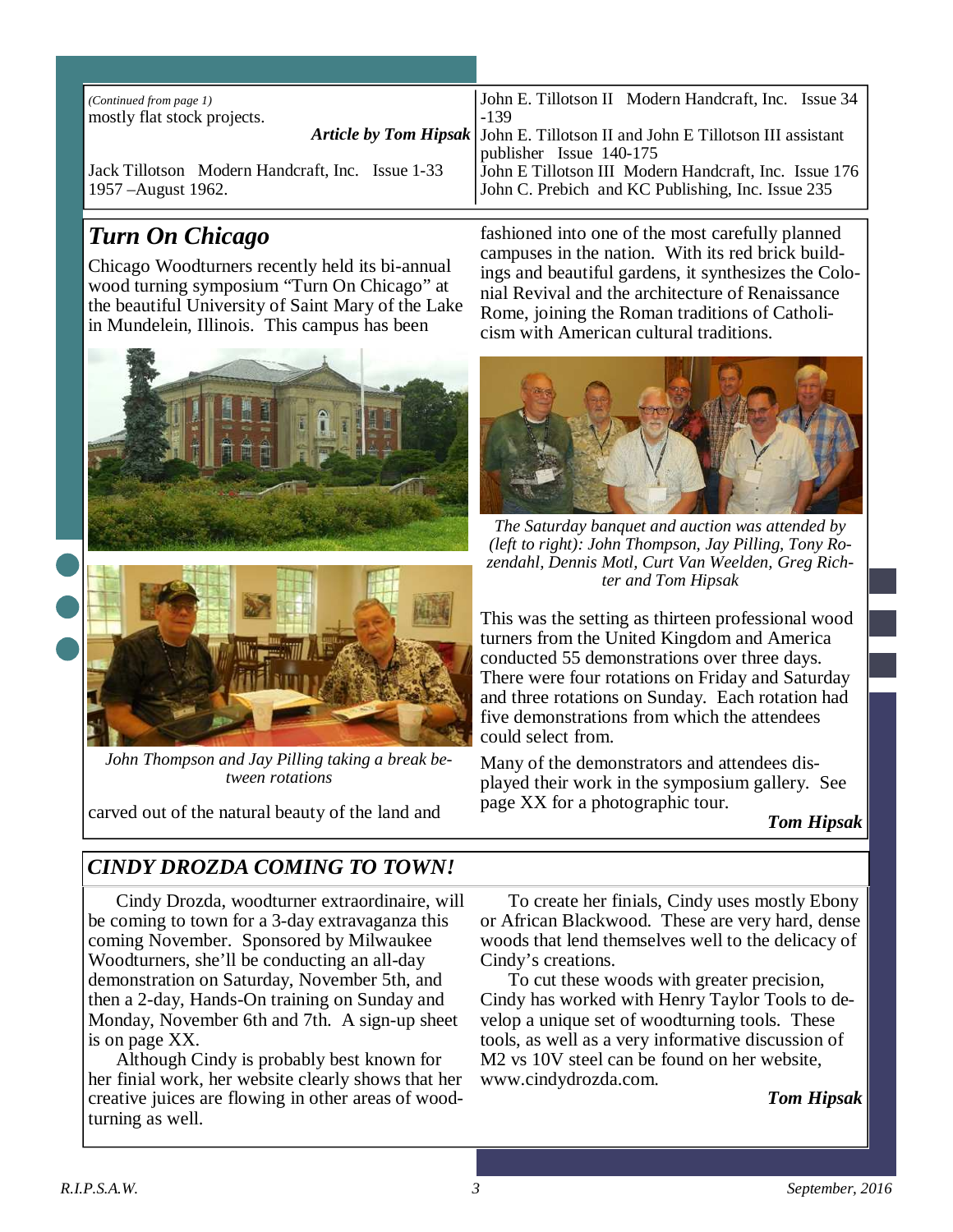*(Continued from page 1)*
mostly flat stock projects.

***Article by Tom Hipsak***

Jack Tillotson Modern Handcraft, Inc. Issue 1-33 1957 –August 1962.

John E. Tillotson II Modern Handcraft, Inc. Issue 34 -139

John E. Tillotson II and John E Tillotson III assistant publisher Issue 140-175

John E Tillotson III Modern Handcraft, Inc. Issue 176

John C. Prebich and KC Publishing, Inc. Issue 235

## *Turn On Chicago*

Chicago Woodturners recently held its bi-annual wood turning symposium "Turn On Chicago" at the beautiful University of Saint Mary of the Lake in Mundelein, Illinois. This campus has been carved out of the natural beauty of the land and fashioned into one of the most carefully planned campuses in the nation. With its red brick buildings and beautiful gardens, it synthesizes the Colonial Revival and the architecture of Renaissance Rome, joining the Roman traditions of Catholicism with American cultural traditions.

*John Thompson and Jay Pilling taking a break between rotations*

*The Saturday banquet and auction was attended by (left to right): John Thompson, Jay Pilling, Tony Rozendahl, Dennis Motl, Curt Van Weelden, Greg Richter and Tom Hipsak*

This was the setting as thirteen professional wood turners from the United Kingdom and America conducted 55 demonstrations over three days. There were four rotations on Friday and Saturday and three rotations on Sunday. Each rotation had five demonstrations from which the attendees could select from.

Many of the demonstrators and attendees displayed their work in the symposium gallery. See page XX for a photographic tour.

***Tom Hipsak***

## *CINDY DROZDA COMING TO TOWN!*

Cindy Drozda, woodturner extraordinaire, will be coming to town for a 3-day extravaganza this coming November. Sponsored by Milwaukee Woodturners, she'll be conducting an all-day demonstration on Saturday, November 5th, and then a 2-day, Hands-On training on Sunday and Monday, November 6th and 7th. A sign-up sheet is on page XX.

Although Cindy is probably best known for her finial work, her website clearly shows that her creative juices are flowing in other areas of woodturning as well.

To create her finials, Cindy uses mostly Ebony or African Blackwood. These are very hard, dense woods that lend themselves well to the delicacy of Cindy's creations.

To cut these woods with greater precision, Cindy has worked with Henry Taylor Tools to develop a unique set of woodturning tools. These tools, as well as a very informative discussion of M2 vs 10V steel can be found on her website, www.cindydrozda.com.

***Tom Hipsak***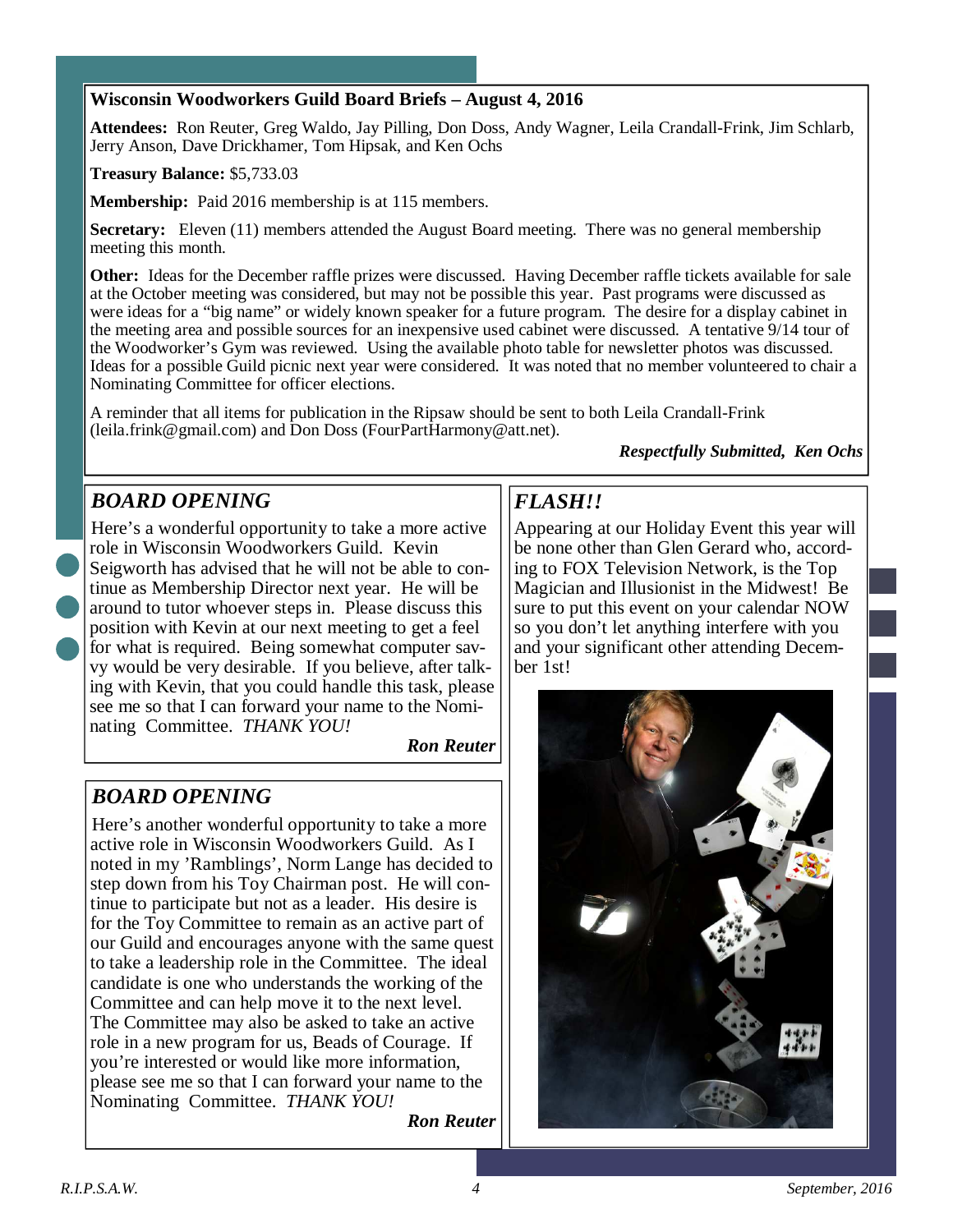## Wisconsin Woodworkers Guild Board Briefs – August 4, 2016

**Attendees:** Ron Reuter, Greg Waldo, Jay Pilling, Don Doss, Andy Wagner, Leila Crandall-Frink, Jim Schlarb, Jerry Anson, Dave Drickhamer, Tom Hipsak, and Ken Ochs

**Treasury Balance:** $5,733.03

**Membership:** Paid 2016 membership is at 115 members.

**Secretary:** Eleven (11) members attended the August Board meeting. There was no general membership meeting this month.

**Other:** Ideas for the December raffle prizes were discussed. Having December raffle tickets available for sale at the October meeting was considered, but may not be possible this year. Past programs were discussed as were ideas for a "big name" or widely known speaker for a future program. The desire for a display cabinet in the meeting area and possible sources for an inexpensive used cabinet were discussed. A tentative 9/14 tour of the Woodworker's Gym was reviewed. Using the available photo table for newsletter photos was discussed. Ideas for a possible Guild picnic next year were considered. It was noted that no member volunteered to chair a Nominating Committee for officer elections.

A reminder that all items for publication in the Ripsaw should be sent to both Leila Crandall-Frink (leila.frink@gmail.com) and Don Doss (FourPartHarmony@att.net).

***Respectfully Submitted, Ken Ochs***

## *BOARD OPENING*

Here's a wonderful opportunity to take a more active role in Wisconsin Woodworkers Guild. Kevin Seigworth has advised that he will not be able to continue as Membership Director next year. He will be around to tutor whoever steps in. Please discuss this position with Kevin at our next meeting to get a feel for what is required. Being somewhat computer savvy would be very desirable. If you believe, after talking with Kevin, that you could handle this task, please see me so that I can forward your name to the Nominating Committee. *THANK YOU!*

***Ron Reuter***

## *BOARD OPENING*

Here's another wonderful opportunity to take a more active role in Wisconsin Woodworkers Guild. As I noted in my 'Ramblings', Norm Lange has decided to step down from his Toy Chairman post. He will continue to participate but not as a leader. His desire is for the Toy Committee to remain as an active part of our Guild and encourages anyone with the same quest to take a leadership role in the Committee. The ideal candidate is one who understands the working of the Committee and can help move it to the next level. The Committee may also be asked to take an active role in a new program for us, Beads of Courage. If you're interested or would like more information, please see me so that I can forward your name to the Nominating Committee. *THANK YOU!*

***Ron Reuter***

## *FLASH!!*

Appearing at our Holiday Event this year will be none other than Glen Gerard who, according to FOX Television Network, is the Top Magician and Illusionist in the Midwest! Be sure to put this event on your calendar NOW so you don't let anything interfere with you and your significant other attending December 1st!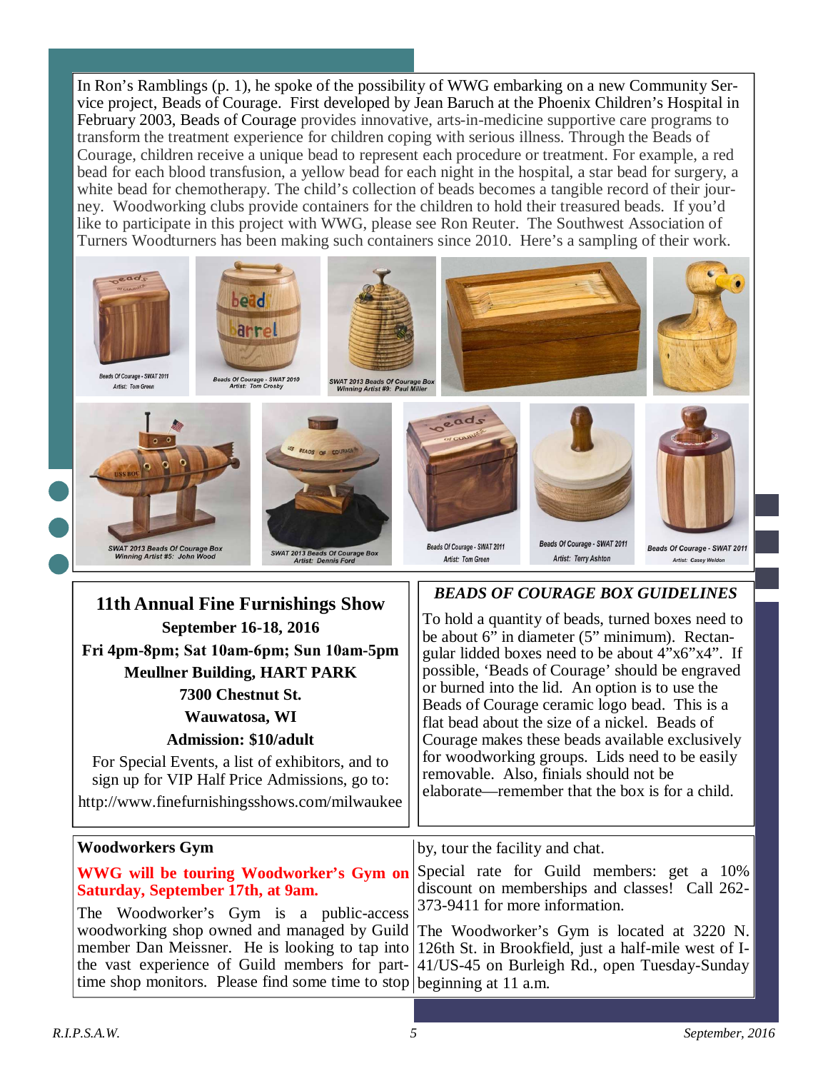In Ron's Ramblings (p. 1), he spoke of the possibility of WWG embarking on a new Community Service project, Beads of Courage. First developed by Jean Baruch at the Phoenix Children's Hospital in February 2003, Beads of Courage provides innovative, arts-in-medicine supportive care programs to transform the treatment experience for children coping with serious illness. Through the Beads of Courage, children receive a unique bead to represent each procedure or treatment. For example, a red bead for each blood transfusion, a yellow bead for each night in the hospital, a star bead for surgery, a white bead for chemotherapy. The child's collection of beads becomes a tangible record of their journey. Woodworking clubs provide containers for the children to hold their treasured beads. If you'd like to participate in this project with WWG, please see Ron Reuter. The Southwest Association of Turners Woodturners has been making such containers since 2010. Here's a sampling of their work.

Beads Of Courage - SWAT 2011 Artist: Tom Green

Beads Of Courage - SWAT 2010 Artist: Tom Crosby

SWAT 2013 Beads Of Courage Box Winning Artist #9: Paul Miller

SWAT 2013 Beads Of Courage Box Winning Artist #5: John Wood

SWAT 2013 Beads Of Courage Box Artist: Dennis Ford

Beads Of Courage - SWAT 2011 Artist: Tom Green

Beads Of Courage - SWAT 2011 Artist: Terry Ashton

Beads Of Courage - SWAT 2011 Artist: Casey Weldon

## 11th Annual Fine Furnishings Show

**September 16-18, 2016**

**Fri 4pm-8pm; Sat 10am-6pm; Sun 10am-5pm**

**Meullner Building, HART PARK**

**7300 Chestnut St.**

**Wauwatosa, WI**

**Admission: $10/adult**

For Special Events, a list of exhibitors, and to sign up for VIP Half Price Admissions, go to: http://www.finefurnishingsshows.com/milwaukee

## *BEADS OF COURAGE BOX GUIDELINES*

To hold a quantity of beads, turned boxes need to be about 6" in diameter (5" minimum). Rectangular lidded boxes need to be about 4"x6"x4". If possible, 'Beads of Courage' should be engraved or burned into the lid. An option is to use the Beads of Courage ceramic logo bead. This is a flat bead about the size of a nickel. Beads of Courage makes these beads available exclusively for woodworking groups. Lids need to be easily removable. Also, finials should not be elaborate—remember that the box is for a child.

## Woodworkers Gym

**WWG will be touring Woodworker's Gym on Saturday, September 17th, at 9am.**

The Woodworker's Gym is a public-access woodworking shop owned and managed by Guild member Dan Meissner. He is looking to tap into the vast experience of Guild members for part-time shop monitors. Please find some time to stop by, tour the facility and chat.

Special rate for Guild members: get a 10% discount on memberships and classes! Call 262-373-9411 for more information.

The Woodworker's Gym is located at 3220 N. 126th St. in Brookfield, just a half-mile west of I-41/US-45 on Burleigh Rd., open Tuesday-Sunday beginning at 11 a.m.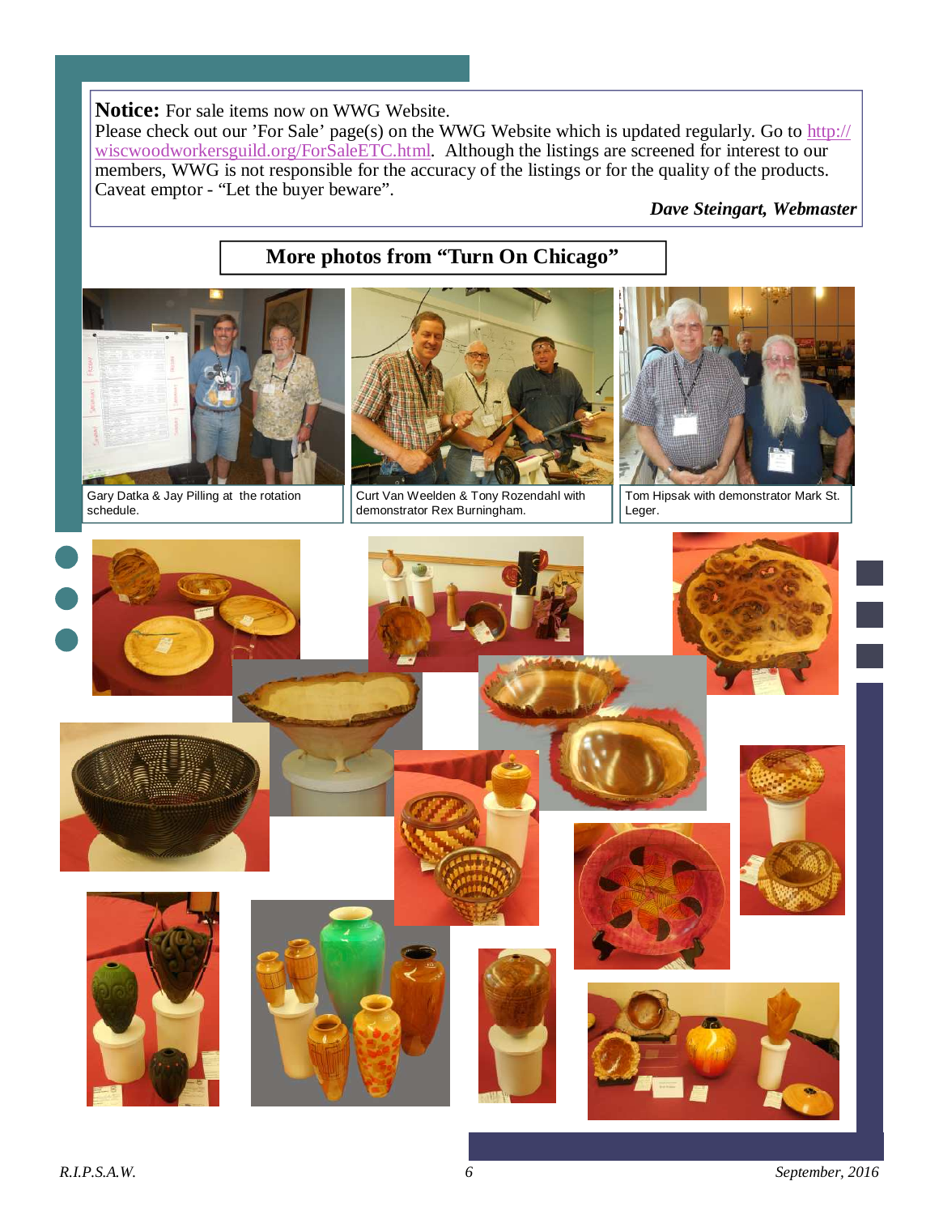**Notice:** For sale items now on WWG Website.

Please check out our 'For Sale' page(s) on the WWG Website which is updated regularly. Go to http://wiscwoodworkersguild.org/ForSaleETC.html. Although the listings are screened for interest to our members, WWG is not responsible for the accuracy of the listings or for the quality of the products. Caveat emptor - "Let the buyer beware".

***Dave Steingart, Webmaster***

## More photos from "Turn On Chicago"

Gary Datka & Jay Pilling at the rotation schedule.

Curt Van Weelden & Tony Rozendahl with demonstrator Rex Burningham.

Tom Hipsak with demonstrator Mark St. Leger.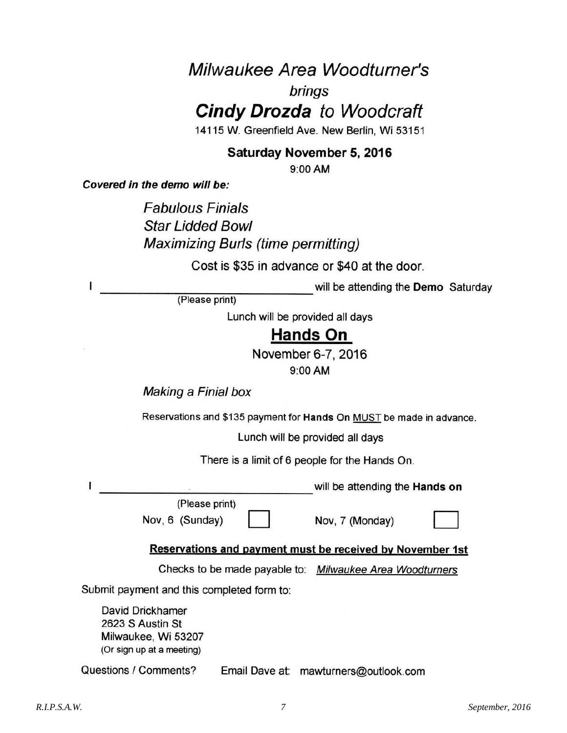# *Milwaukee Area Woodturner's*

*brings*

## ***Cindy Drozda*** *to Woodcraft*

14115 W. Greenfield Ave. New Berlin, Wi 53151

**Saturday November 5, 2016**

9:00 AM

***Covered in the demo will be:***

*Fabulous Finials*
*Star Lidded Bowl*
*Maximizing Burls (time permitting)*

Cost is $35 in advance or $40 at the door.

I ______________________________ will be attending the **Demo** Saturday
(Please print)

Lunch will be provided all days

## Hands On

November 6-7, 2016

9:00 AM

*Making a Finial box*

Reservations and $135 payment for **Hands On** MUST be made in advance.

Lunch will be provided all days

There is a limit of 6 people for the Hands On.

I ______________________________ will be attending the **Hands on**
(Please print)

Nov, 6 (Sunday) ☐ Nov, 7 (Monday) ☐

**Reservations and payment must be received by November 1st**

Checks to be made payable to: *Milwaukee Area Woodturners*

Submit payment and this completed form to:

David Drickhamer
2623 S Austin St
Milwaukee, Wi 53207
(Or sign up at a meeting)

Questions / Comments? Email Dave at: mawturners@outlook.com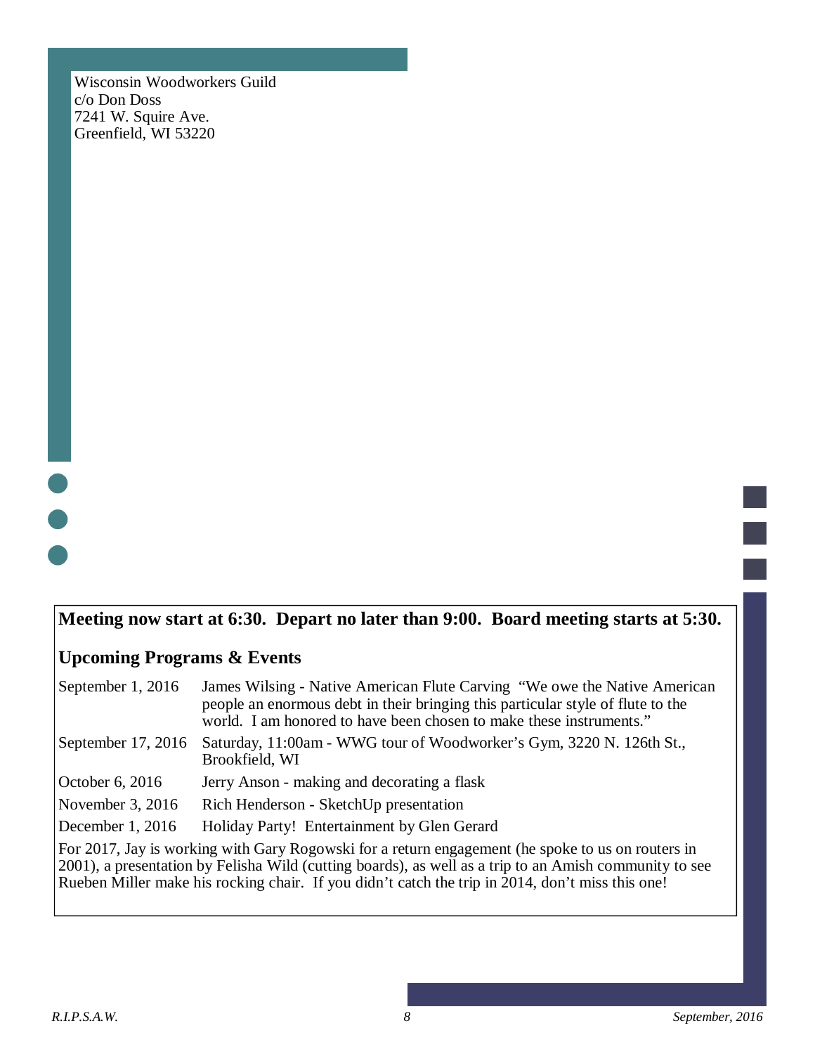Wisconsin Woodworkers Guild
c/o Don Doss
7241 W. Squire Ave.
Greenfield, WI 53220

**Meeting now start at 6:30. Depart no later than 9:00. Board meeting starts at 5:30.**

## Upcoming Programs & Events

| | |
|---|---|
| September 1, 2016 | James Wilsing - Native American Flute Carving "We owe the Native American people an enormous debt in their bringing this particular style of flute to the world. I am honored to have been chosen to make these instruments." |
| September 17, 2016 | Saturday, 11:00am - WWG tour of Woodworker's Gym, 3220 N. 126th St., Brookfield, WI |
| October 6, 2016 | Jerry Anson - making and decorating a flask |
| November 3, 2016 | Rich Henderson - SketchUp presentation |
| December 1, 2016 | Holiday Party! Entertainment by Glen Gerard |

For 2017, Jay is working with Gary Rogowski for a return engagement (he spoke to us on routers in 2001), a presentation by Felisha Wild (cutting boards), as well as a trip to an Amish community to see Rueben Miller make his rocking chair. If you didn't catch the trip in 2014, don't miss this one!